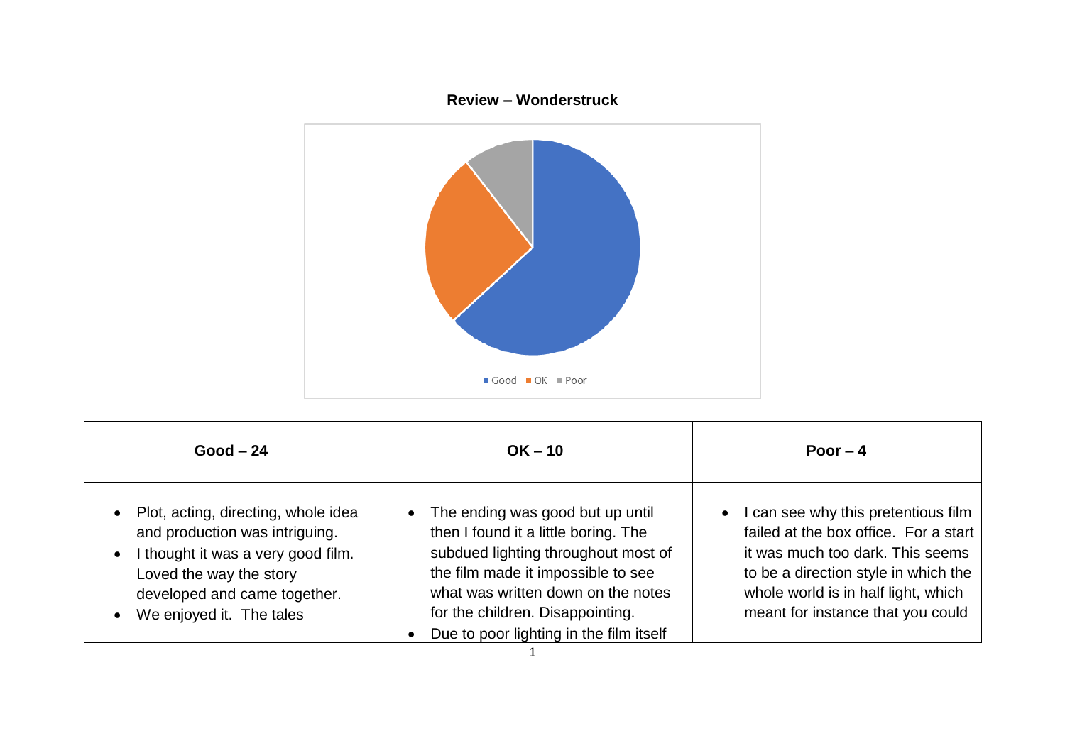**Review – Wonderstruck**

■ Good ■ OK ■ Poor

| Good – 24 | OK – 10 | Poor – 4 |
|---|---|---|
| • Plot, acting, directing, whole idea and production was intriguing.<br>• I thought it was a very good film. Loved the way the story developed and came together.<br>• We enjoyed it. The tales | • The ending was good but up until then I found it a little boring. The subdued lighting throughout most of the film made it impossible to see what was written down on the notes for the children. Disappointing.<br>• Due to poor lighting in the film itself | • I can see why this pretentious film failed at the box office. For a start it was much too dark. This seems to be a direction style in which the whole world is in half light, which meant for instance that you could |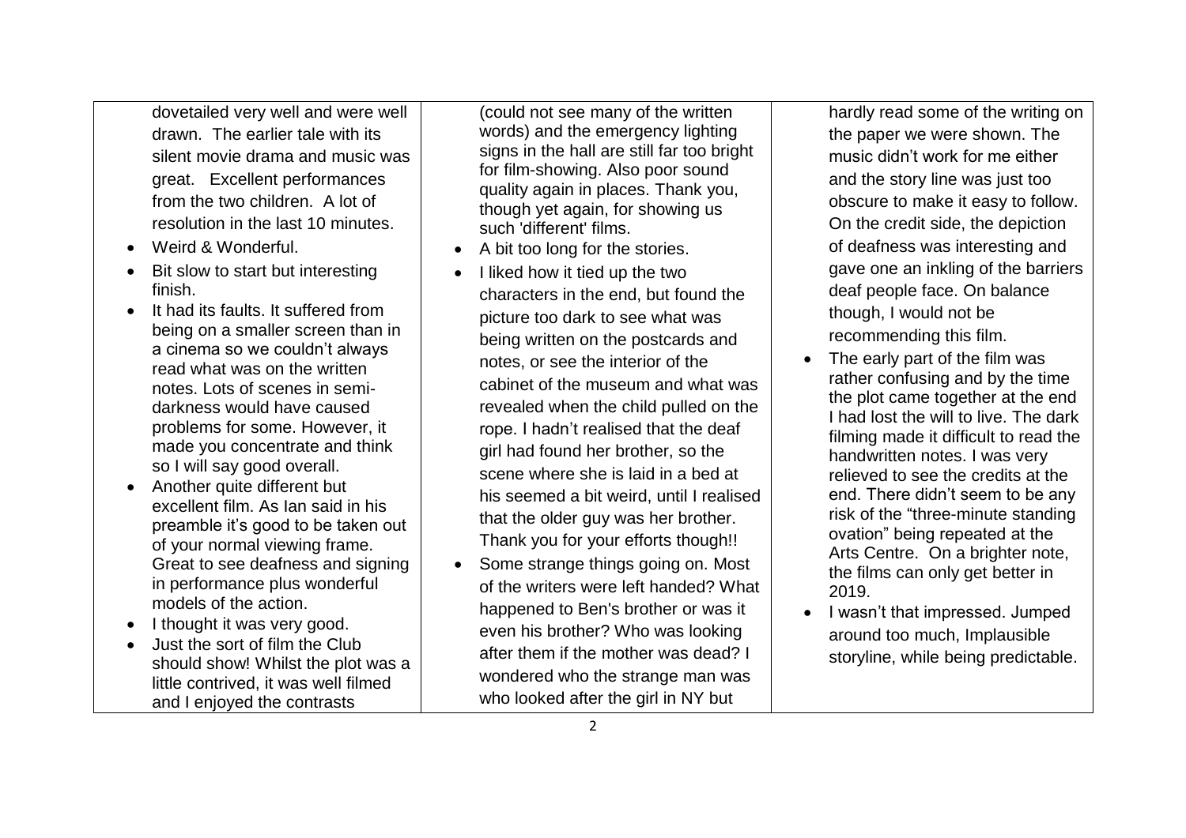dovetailed very well and were well drawn. The earlier tale with its silent movie drama and music was great. Excellent performances from the two children. A lot of resolution in the last 10 minutes.

- Weird & Wonderful.
- Bit slow to start but interesting finish.
- It had its faults. It suffered from being on a smaller screen than in a cinema so we couldn't always read what was on the written notes. Lots of scenes in semi-darkness would have caused problems for some. However, it made you concentrate and think so I will say good overall.
- Another quite different but excellent film. As Ian said in his preamble it's good to be taken out of your normal viewing frame. Great to see deafness and signing in performance plus wonderful models of the action.
- I thought it was very good.
- Just the sort of film the Club should show! Whilst the plot was a little contrived, it was well filmed and I enjoyed the contrasts

(could not see many of the written words) and the emergency lighting signs in the hall are still far too bright for film-showing. Also poor sound quality again in places. Thank you, though yet again, for showing us such 'different' films.

- A bit too long for the stories.
- I liked how it tied up the two characters in the end, but found the picture too dark to see what was being written on the postcards and notes, or see the interior of the cabinet of the museum and what was revealed when the child pulled on the rope. I hadn't realised that the deaf girl had found her brother, so the scene where she is laid in a bed at his seemed a bit weird, until I realised that the older guy was her brother. Thank you for your efforts though!!
- Some strange things going on. Most of the writers were left handed? What happened to Ben's brother or was it even his brother? Who was looking after them if the mother was dead? I wondered who the strange man was who looked after the girl in NY but

hardly read some of the writing on the paper we were shown. The music didn't work for me either and the story line was just too obscure to make it easy to follow. On the credit side, the depiction of deafness was interesting and gave one an inkling of the barriers deaf people face. On balance though, I would not be recommending this film.

- The early part of the film was rather confusing and by the time the plot came together at the end I had lost the will to live. The dark filming made it difficult to read the handwritten notes. I was very relieved to see the credits at the end. There didn't seem to be any risk of the "three-minute standing ovation" being repeated at the Arts Centre. On a brighter note, the films can only get better in 2019.
- I wasn't that impressed. Jumped around too much, Implausible storyline, while being predictable.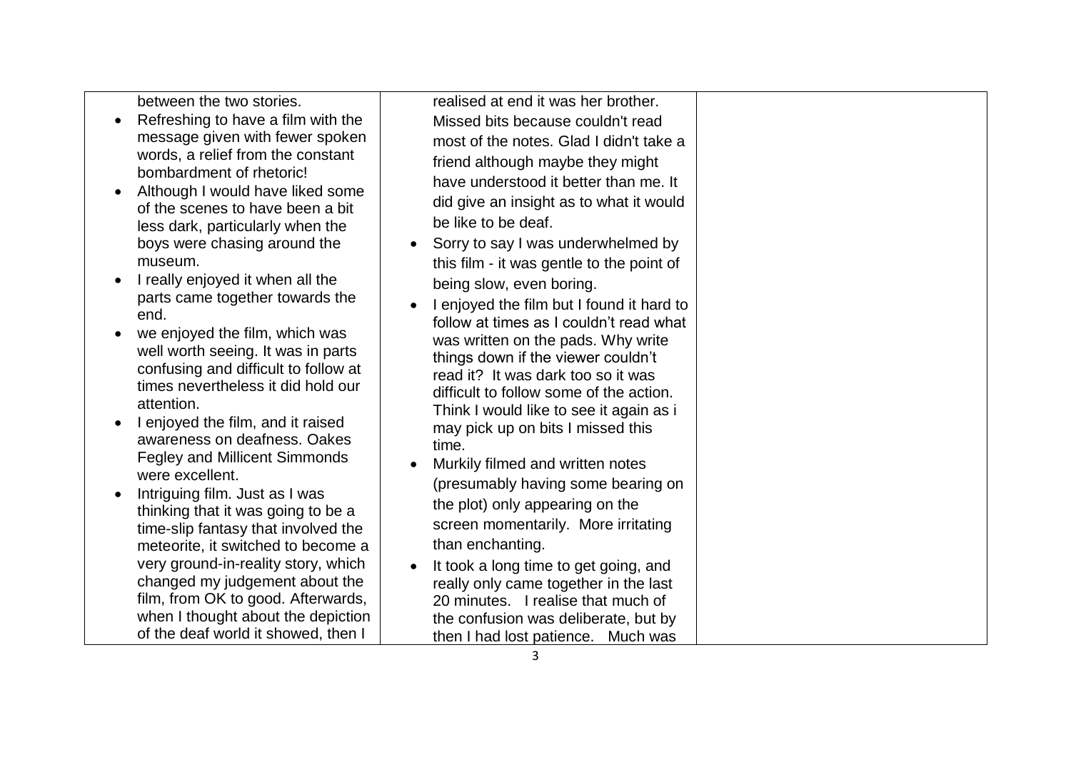| | | |
|---|---|---|
| between the two stories.<br>• Refreshing to have a film with the message given with fewer spoken words, a relief from the constant bombardment of rhetoric!<br>• Although I would have liked some of the scenes to have been a bit less dark, particularly when the boys were chasing around the museum.<br>• I really enjoyed it when all the parts came together towards the end.<br>• we enjoyed the film, which was well worth seeing. It was in parts confusing and difficult to follow at times nevertheless it did hold our attention.<br>• I enjoyed the film, and it raised awareness on deafness. Oakes Fegley and Millicent Simmonds were excellent.<br>• Intriguing film. Just as I was thinking that it was going to be a time-slip fantasy that involved the meteorite, it switched to become a very ground-in-reality story, which changed my judgement about the film, from OK to good. Afterwards, when I thought about the depiction of the deaf world it showed, then I | realised at end it was her brother. Missed bits because couldn't read most of the notes. Glad I didn't take a friend although maybe they might have understood it better than me. It did give an insight as to what it would be like to be deaf.<br>• Sorry to say I was underwhelmed by this film - it was gentle to the point of being slow, even boring.<br>• I enjoyed the film but I found it hard to follow at times as I couldn't read what was written on the pads. Why write things down if the viewer couldn't read it? It was dark too so it was difficult to follow some of the action. Think I would like to see it again as i may pick up on bits I missed this time.<br>• Murkily filmed and written notes (presumably having some bearing on the plot) only appearing on the screen momentarily. More irritating than enchanting.<br>• It took a long time to get going, and really only came together in the last 20 minutes. I realise that much of the confusion was deliberate, but by then I had lost patience. Much was | |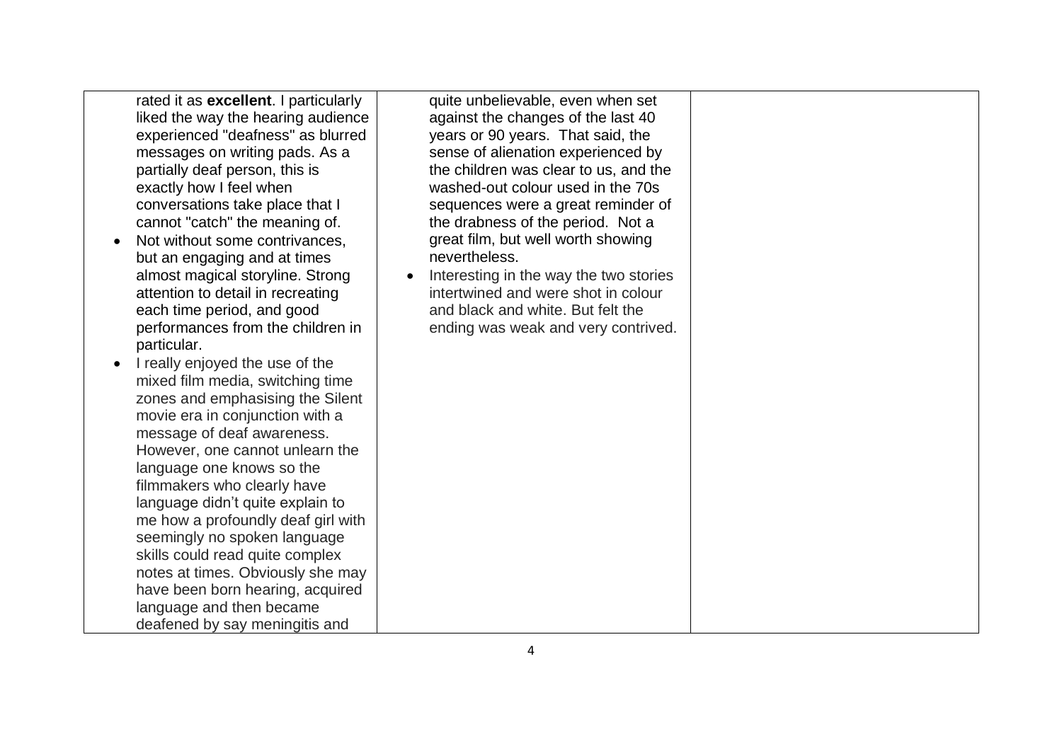| | | |
|---|---|---|
| rated it as **excellent**. I particularly liked the way the hearing audience experienced "deafness" as blurred messages on writing pads. As a partially deaf person, this is exactly how I feel when conversations take place that I cannot "catch" the meaning of.<br>• Not without some contrivances, but an engaging and at times almost magical storyline. Strong attention to detail in recreating each time period, and good performances from the children in particular.<br>• I really enjoyed the use of the mixed film media, switching time zones and emphasising the Silent movie era in conjunction with a message of deaf awareness. However, one cannot unlearn the language one knows so the filmmakers who clearly have language didn't quite explain to me how a profoundly deaf girl with seemingly no spoken language skills could read quite complex notes at times. Obviously she may have been born hearing, acquired language and then became deafened by say meningitis and | quite unbelievable, even when set against the changes of the last 40 years or 90 years. That said, the sense of alienation experienced by the children was clear to us, and the washed-out colour used in the 70s sequences were a great reminder of the drabness of the period. Not a great film, but well worth showing nevertheless.<br>• Interesting in the way the two stories intertwined and were shot in colour and black and white. But felt the ending was weak and very contrived. | |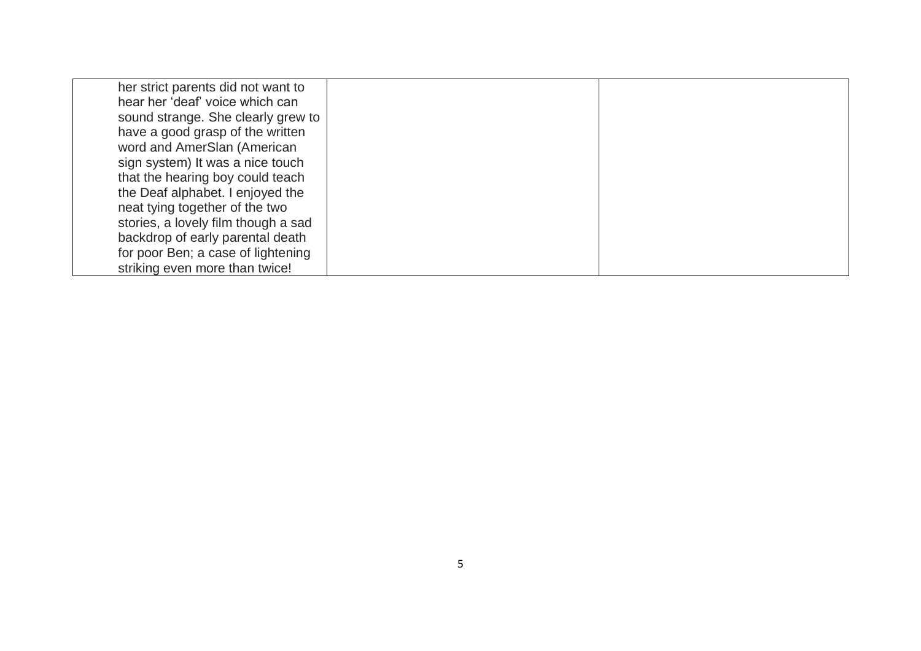| | | |
|---|---|---|
| her strict parents did not want to hear her 'deaf' voice which can sound strange. She clearly grew to have a good grasp of the written word and AmerSlan (American sign system) It was a nice touch that the hearing boy could teach the Deaf alphabet. I enjoyed the neat tying together of the two stories, a lovely film though a sad backdrop of early parental death for poor Ben; a case of lightening striking even more than twice! | | |